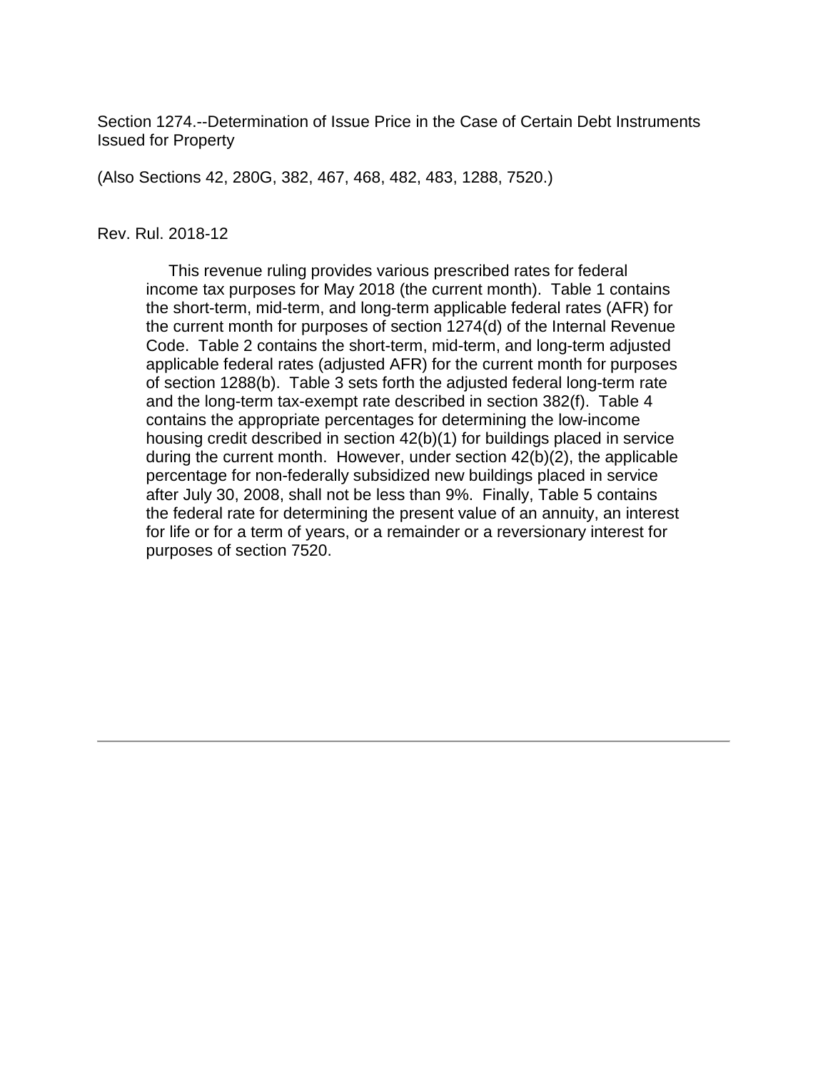Section 1274.--Determination of Issue Price in the Case of Certain Debt Instruments Issued for Property

(Also Sections 42, 280G, 382, 467, 468, 482, 483, 1288, 7520.)

Rev. Rul. 2018-12

This revenue ruling provides various prescribed rates for federal income tax purposes for May 2018 (the current month). Table 1 contains the short-term, mid-term, and long-term applicable federal rates (AFR) for the current month for purposes of section 1274(d) of the Internal Revenue Code. Table 2 contains the short-term, mid-term, and long-term adjusted applicable federal rates (adjusted AFR) for the current month for purposes of section 1288(b). Table 3 sets forth the adjusted federal long-term rate and the long-term tax-exempt rate described in section 382(f). Table 4 contains the appropriate percentages for determining the low-income housing credit described in section 42(b)(1) for buildings placed in service during the current month. However, under section 42(b)(2), the applicable percentage for non-federally subsidized new buildings placed in service after July 30, 2008, shall not be less than 9%. Finally, Table 5 contains the federal rate for determining the present value of an annuity, an interest for life or for a term of years, or a remainder or a reversionary interest for purposes of section 7520.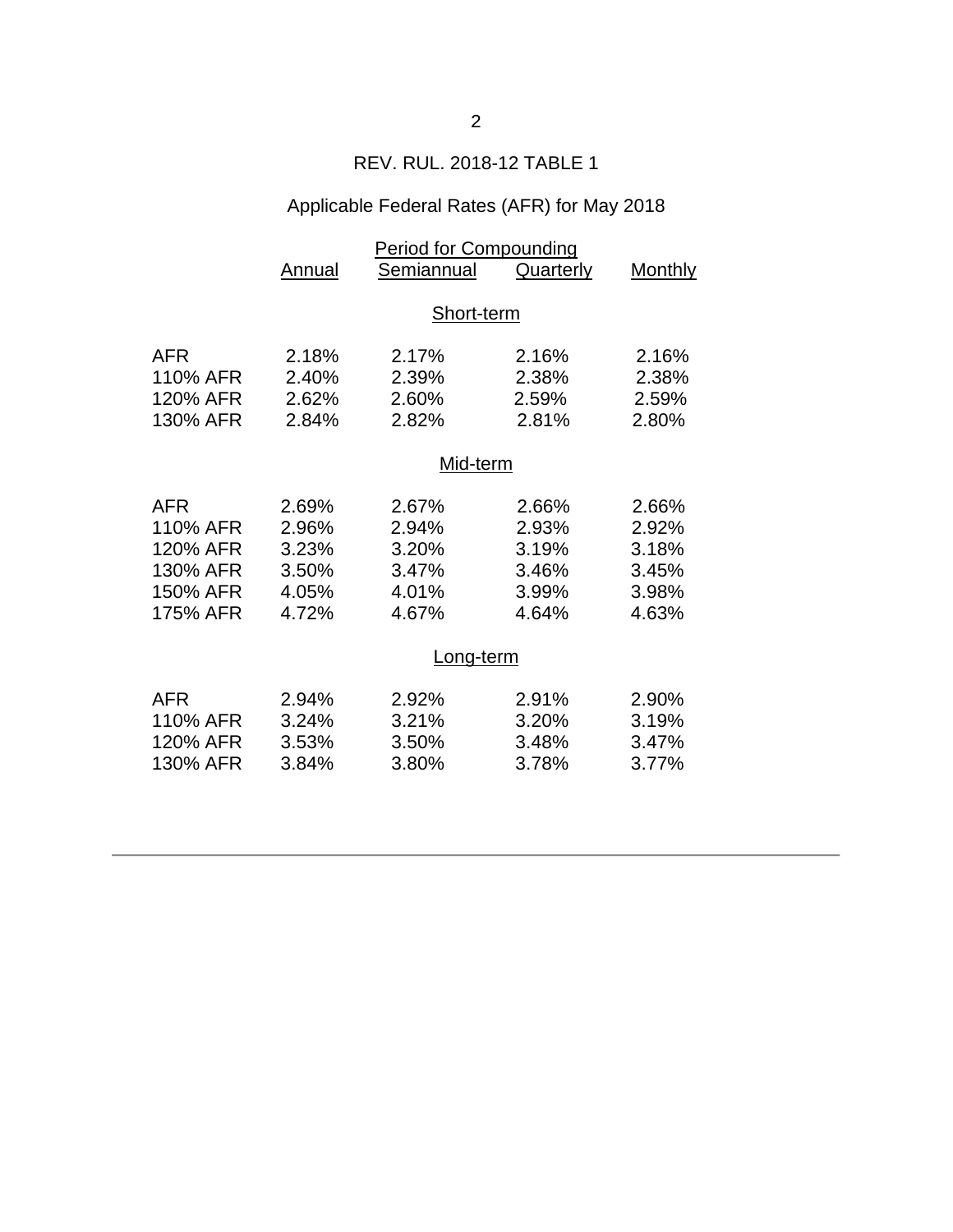REV. RUL. 2018-12 TABLE 1

Applicable Federal Rates (AFR) for May 2018

| | Period for Compounding | | | |
|---|---|---|---|---|
| | Annual | Semiannual | Quarterly | Monthly |
| | | Short-term | | |
| AFR | 2.18% | 2.17% | 2.16% | 2.16% |
| 110% AFR | 2.40% | 2.39% | 2.38% | 2.38% |
| 120% AFR | 2.62% | 2.60% | 2.59% | 2.59% |
| 130% AFR | 2.84% | 2.82% | 2.81% | 2.80% |
| | | Mid-term | | |
| AFR | 2.69% | 2.67% | 2.66% | 2.66% |
| 110% AFR | 2.96% | 2.94% | 2.93% | 2.92% |
| 120% AFR | 3.23% | 3.20% | 3.19% | 3.18% |
| 130% AFR | 3.50% | 3.47% | 3.46% | 3.45% |
| 150% AFR | 4.05% | 4.01% | 3.99% | 3.98% |
| 175% AFR | 4.72% | 4.67% | 4.64% | 4.63% |
| | | Long-term | | |
| AFR | 2.94% | 2.92% | 2.91% | 2.90% |
| 110% AFR | 3.24% | 3.21% | 3.20% | 3.19% |
| 120% AFR | 3.53% | 3.50% | 3.48% | 3.47% |
| 130% AFR | 3.84% | 3.80% | 3.78% | 3.77% |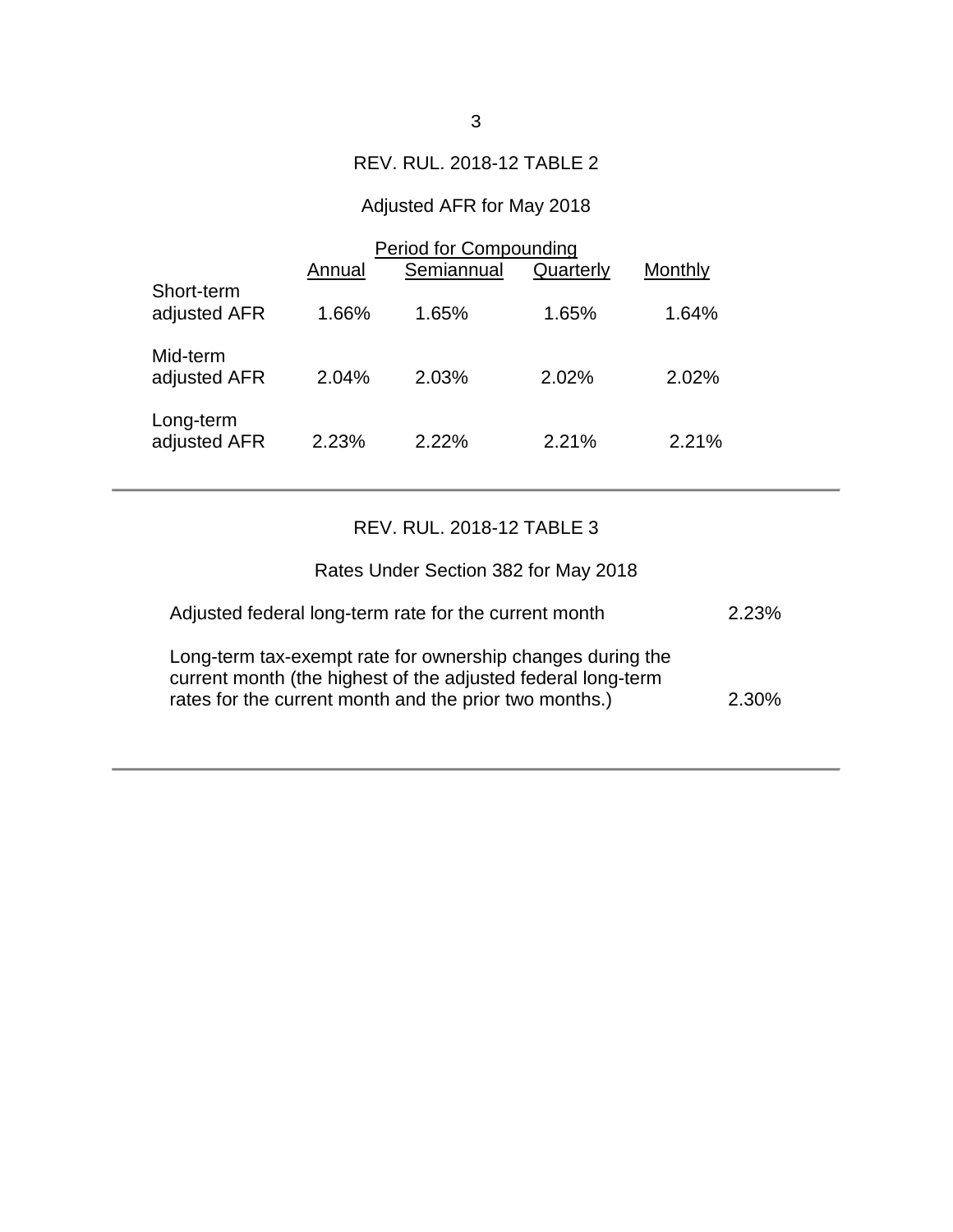REV. RUL. 2018-12 TABLE 2

Adjusted AFR for May 2018

| | Period for Compounding | | | |
|---|---|---|---|---|
| | Annual | Semiannual | Quarterly | Monthly |
| Short-term adjusted AFR | 1.66% | 1.65% | 1.65% | 1.64% |
| Mid-term adjusted AFR | 2.04% | 2.03% | 2.02% | 2.02% |
| Long-term adjusted AFR | 2.23% | 2.22% | 2.21% | 2.21% |

---

REV. RUL. 2018-12 TABLE 3

Rates Under Section 382 for May 2018

| | |
|---|---|
| Adjusted federal long-term rate for the current month | 2.23% |
| Long-term tax-exempt rate for ownership changes during the current month (the highest of the adjusted federal long-term rates for the current month and the prior two months.) | 2.30% |

---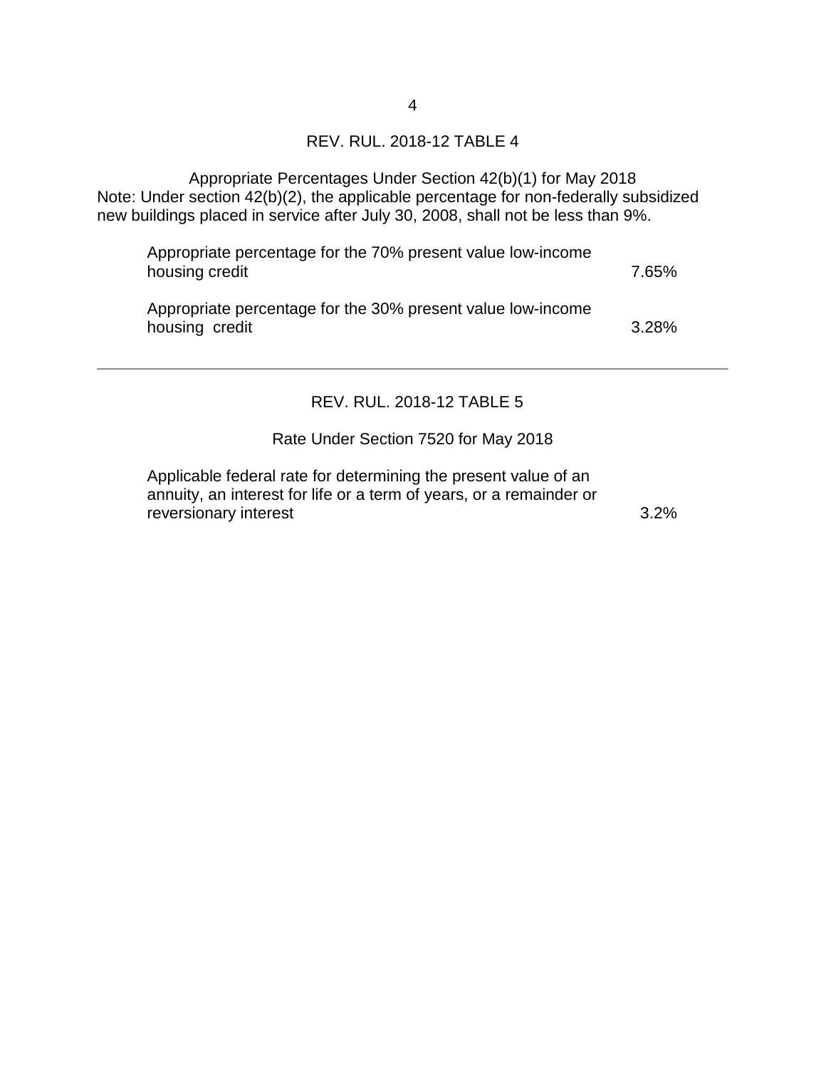## REV. RUL. 2018-12 TABLE 4

Appropriate Percentages Under Section 42(b)(1) for May 2018

Note: Under section 42(b)(2), the applicable percentage for non-federally subsidized new buildings placed in service after July 30, 2008, shall not be less than 9%.

| | |
|---|---|
| Appropriate percentage for the 70% present value low-income housing credit | 7.65% |
| Appropriate percentage for the 30% present value low-income housing credit | 3.28% |

---

## REV. RUL. 2018-12 TABLE 5

Rate Under Section 7520 for May 2018

| | |
|---|---|
| Applicable federal rate for determining the present value of an annuity, an interest for life or a term of years, or a remainder or reversionary interest | 3.2% |